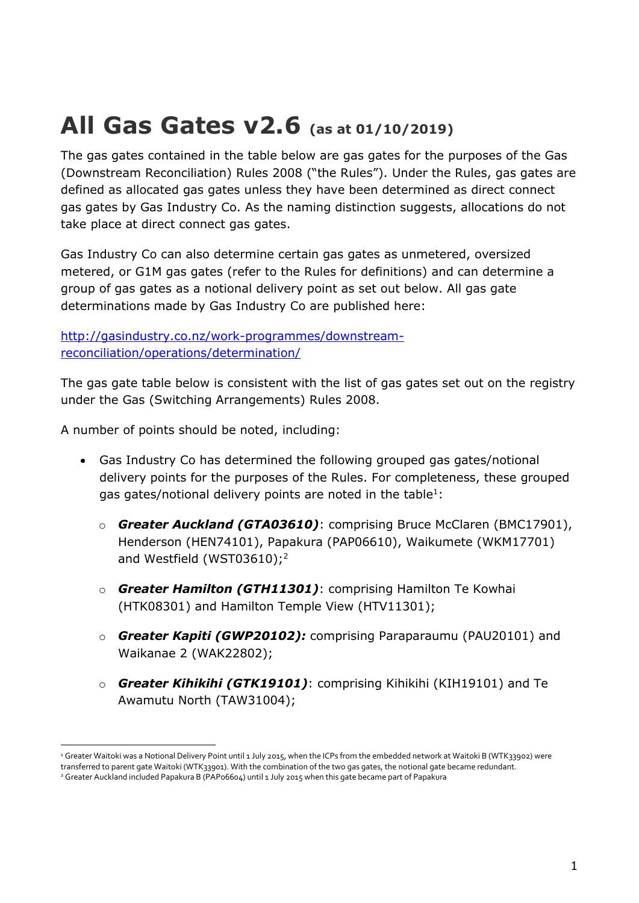# All Gas Gates v2.6 (as at 01/10/2019)

The gas gates contained in the table below are gas gates for the purposes of the Gas (Downstream Reconciliation) Rules 2008 ("the Rules"). Under the Rules, gas gates are defined as allocated gas gates unless they have been determined as direct connect gas gates by Gas Industry Co. As the naming distinction suggests, allocations do not take place at direct connect gas gates.

Gas Industry Co can also determine certain gas gates as unmetered, oversized metered, or G1M gas gates (refer to the Rules for definitions) and can determine a group of gas gates as a notional delivery point as set out below. All gas gate determinations made by Gas Industry Co are published here:

[http://gasindustry.co.nz/work-programmes/downstream-reconciliation/operations/determination/](http://gasindustry.co.nz/work-programmes/downstream-reconciliation/operations/determination/)

The gas gate table below is consistent with the list of gas gates set out on the registry under the Gas (Switching Arrangements) Rules 2008.

A number of points should be noted, including:

- Gas Industry Co has determined the following grouped gas gates/notional delivery points for the purposes of the Rules. For completeness, these grouped gas gates/notional delivery points are noted in the table[1]:
  - ***Greater Auckland (GTA03610)***: comprising Bruce McClaren (BMC17901), Henderson (HEN74101), Papakura (PAP06610), Waikumete (WKM17701) and Westfield (WST03610);[2]
  - ***Greater Hamilton (GTH11301)***: comprising Hamilton Te Kowhai (HTK08301) and Hamilton Temple View (HTV11301);
  - ***Greater Kapiti (GWP20102):*** comprising Paraparaumu (PAU20101) and Waikanae 2 (WAK22802);
  - ***Greater Kihikihi (GTK19101)***: comprising Kihikihi (KIH19101) and Te Awamutu North (TAW31004);

[1] Greater Waitoki was a Notional Delivery Point until 1 July 2015, when the ICPs from the embedded network at Waitoki B (WTK33902) were transferred to parent gate Waitoki (WTK33901). With the combination of the two gas gates, the notional gate became redundant.

[2] Greater Auckland included Papakura B (PAP06604) until 1 July 2015 when this gate became part of Papakura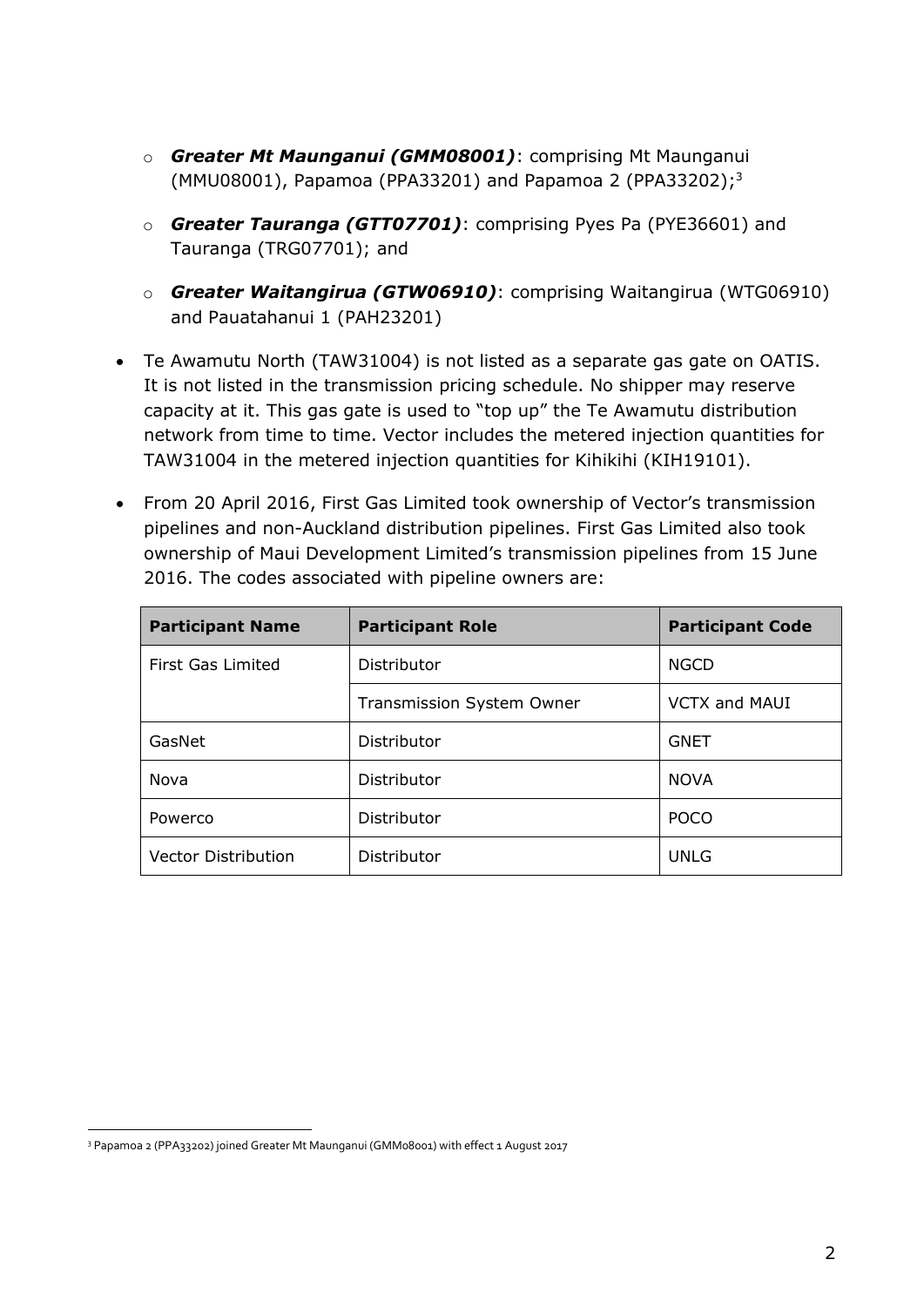- ***Greater Mt Maunganui (GMM08001)***: comprising Mt Maunganui (MMU08001), Papamoa (PPA33201) and Papamoa 2 (PPA33202);[3]
  - ***Greater Tauranga (GTT07701)***: comprising Pyes Pa (PYE36601) and Tauranga (TRG07701); and
  - ***Greater Waitangirua (GTW06910)***: comprising Waitangirua (WTG06910) and Pauatahanui 1 (PAH23201)

- Te Awamutu North (TAW31004) is not listed as a separate gas gate on OATIS. It is not listed in the transmission pricing schedule. No shipper may reserve capacity at it. This gas gate is used to "top up" the Te Awamutu distribution network from time to time. Vector includes the metered injection quantities for TAW31004 in the metered injection quantities for Kihikihi (KIH19101).
- From 20 April 2016, First Gas Limited took ownership of Vector's transmission pipelines and non-Auckland distribution pipelines. First Gas Limited also took ownership of Maui Development Limited's transmission pipelines from 15 June 2016. The codes associated with pipeline owners are:

| Participant Name | Participant Role | Participant Code |
| --- | --- | --- |
| First Gas Limited | Distributor | NGCD |
| | Transmission System Owner | VCTX and MAUI |
| GasNet | Distributor | GNET |
| Nova | Distributor | NOVA |
| Powerco | Distributor | POCO |
| Vector Distribution | Distributor | UNLG |

[3] Papamoa 2 (PPA33202) joined Greater Mt Maunganui (GMM08001) with effect 1 August 2017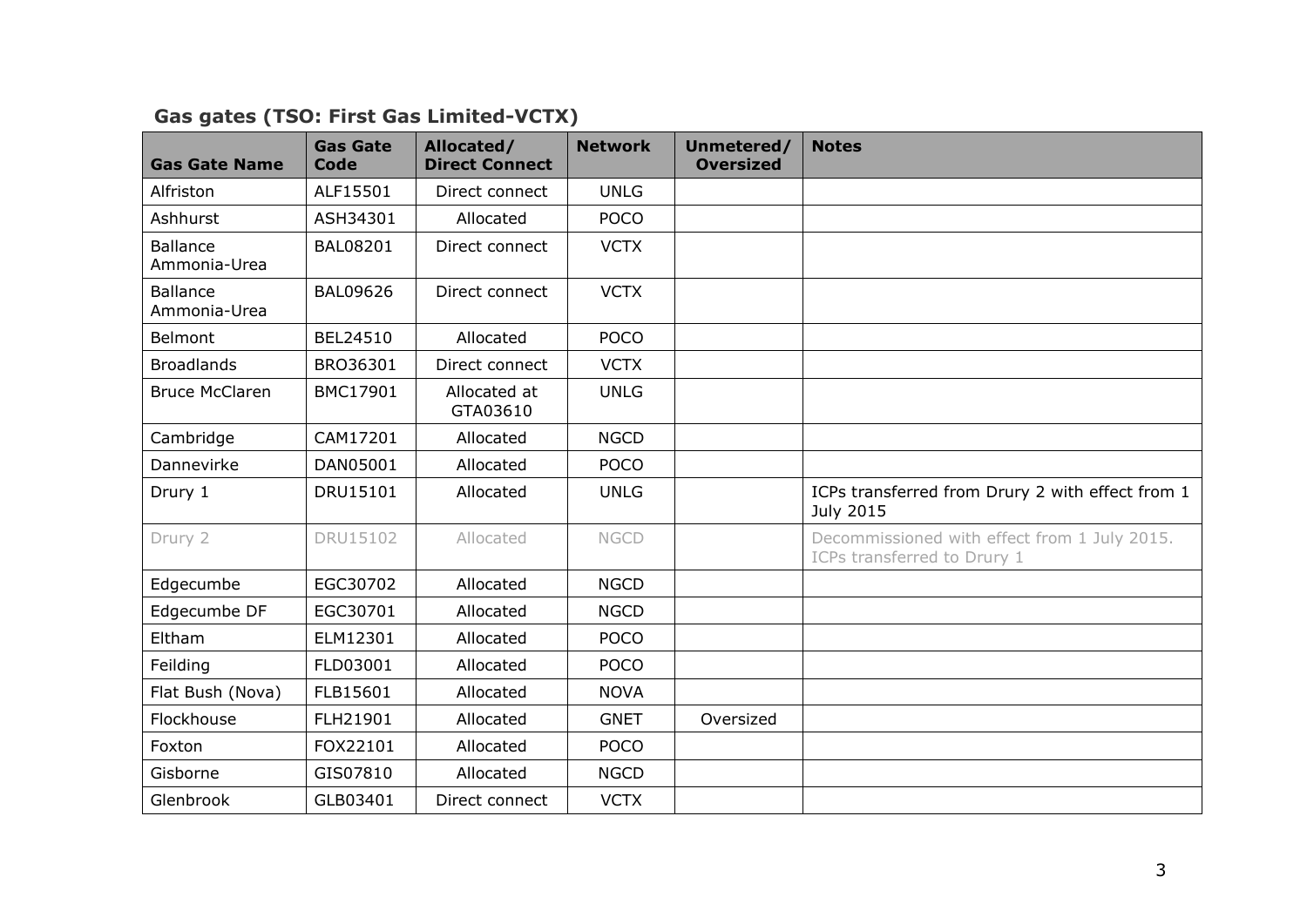## Gas gates (TSO: First Gas Limited-VCTX)

| Gas Gate Name | Gas Gate Code | Allocated/ Direct Connect | Network | Unmetered/ Oversized | Notes |
|---|---|---|---|---|---|
| Alfriston | ALF15501 | Direct connect | UNLG | | |
| Ashhurst | ASH34301 | Allocated | POCO | | |
| Ballance Ammonia-Urea | BAL08201 | Direct connect | VCTX | | |
| Ballance Ammonia-Urea | BAL09626 | Direct connect | VCTX | | |
| Belmont | BEL24510 | Allocated | POCO | | |
| Broadlands | BRO36301 | Direct connect | VCTX | | |
| Bruce McClaren | BMC17901 | Allocated at GTA03610 | UNLG | | |
| Cambridge | CAM17201 | Allocated | NGCD | | |
| Dannevirke | DAN05001 | Allocated | POCO | | |
| Drury 1 | DRU15101 | Allocated | UNLG | | ICPs transferred from Drury 2 with effect from 1 July 2015 |
| Drury 2 | DRU15102 | Allocated | NGCD | | Decommissioned with effect from 1 July 2015. ICPs transferred to Drury 1 |
| Edgecumbe | EGC30702 | Allocated | NGCD | | |
| Edgecumbe DF | EGC30701 | Allocated | NGCD | | |
| Eltham | ELM12301 | Allocated | POCO | | |
| Feilding | FLD03001 | Allocated | POCO | | |
| Flat Bush (Nova) | FLB15601 | Allocated | NOVA | | |
| Flockhouse | FLH21901 | Allocated | GNET | Oversized | |
| Foxton | FOX22101 | Allocated | POCO | | |
| Gisborne | GIS07810 | Allocated | NGCD | | |
| Glenbrook | GLB03401 | Direct connect | VCTX | | |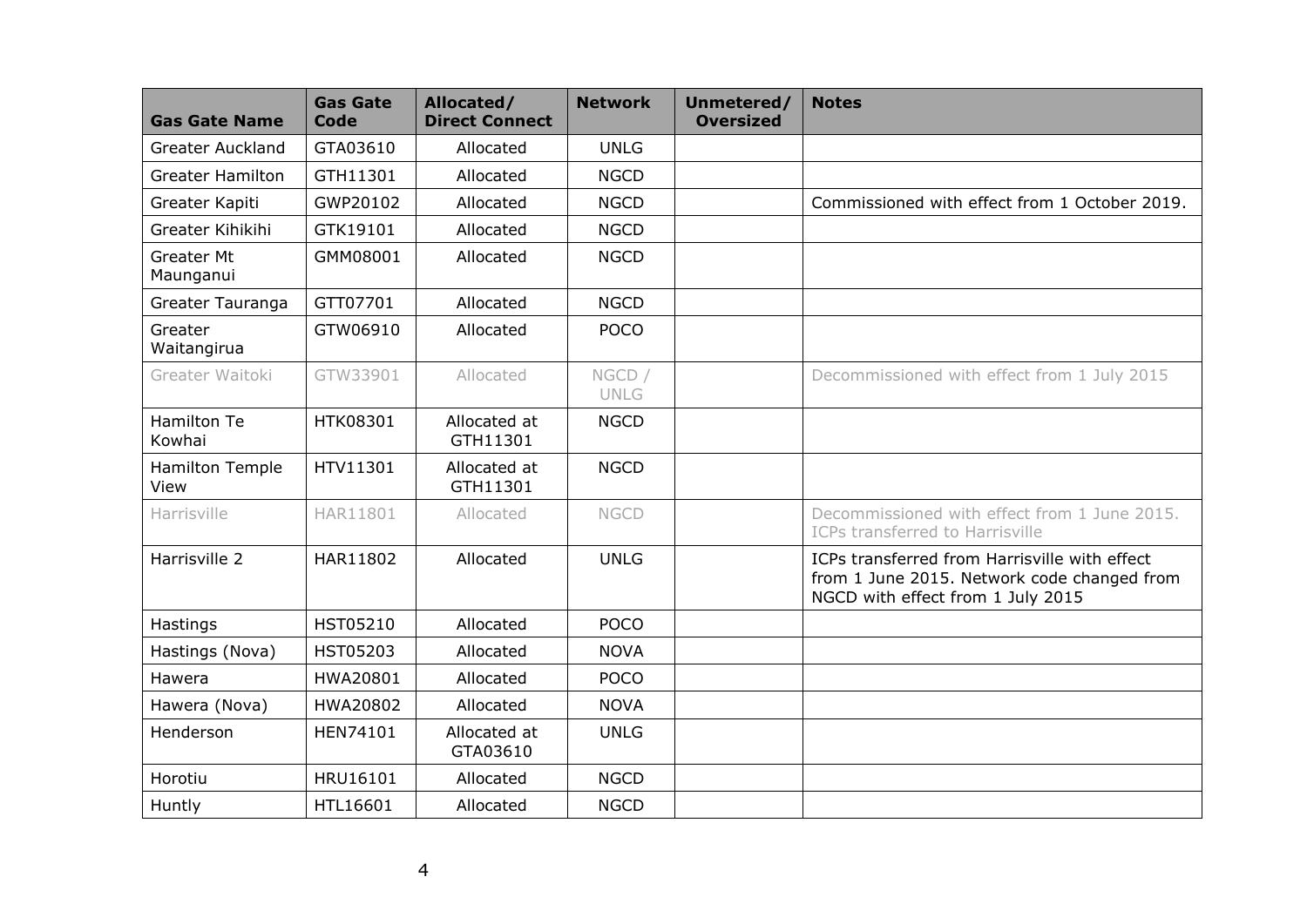| Gas Gate Name | Gas Gate Code | Allocated/ Direct Connect | Network | Unmetered/ Oversized | Notes |
|---|---|---|---|---|---|
| Greater Auckland | GTA03610 | Allocated | UNLG | | |
| Greater Hamilton | GTH11301 | Allocated | NGCD | | |
| Greater Kapiti | GWP20102 | Allocated | NGCD | | Commissioned with effect from 1 October 2019. |
| Greater Kihikihi | GTK19101 | Allocated | NGCD | | |
| Greater Mt Maunganui | GMM08001 | Allocated | NGCD | | |
| Greater Tauranga | GTT07701 | Allocated | NGCD | | |
| Greater Waitangirua | GTW06910 | Allocated | POCO | | |
| Greater Waitoki | GTW33901 | Allocated | NGCD / UNLG | | Decommissioned with effect from 1 July 2015 |
| Hamilton Te Kowhai | HTK08301 | Allocated at GTH11301 | NGCD | | |
| Hamilton Temple View | HTV11301 | Allocated at GTH11301 | NGCD | | |
| Harrisville | HAR11801 | Allocated | NGCD | | Decommissioned with effect from 1 June 2015. ICPs transferred to Harrisville |
| Harrisville 2 | HAR11802 | Allocated | UNLG | | ICPs transferred from Harrisville with effect from 1 June 2015. Network code changed from NGCD with effect from 1 July 2015 |
| Hastings | HST05210 | Allocated | POCO | | |
| Hastings (Nova) | HST05203 | Allocated | NOVA | | |
| Hawera | HWA20801 | Allocated | POCO | | |
| Hawera (Nova) | HWA20802 | Allocated | NOVA | | |
| Henderson | HEN74101 | Allocated at GTA03610 | UNLG | | |
| Horotiu | HRU16101 | Allocated | NGCD | | |
| Huntly | HTL16601 | Allocated | NGCD | | |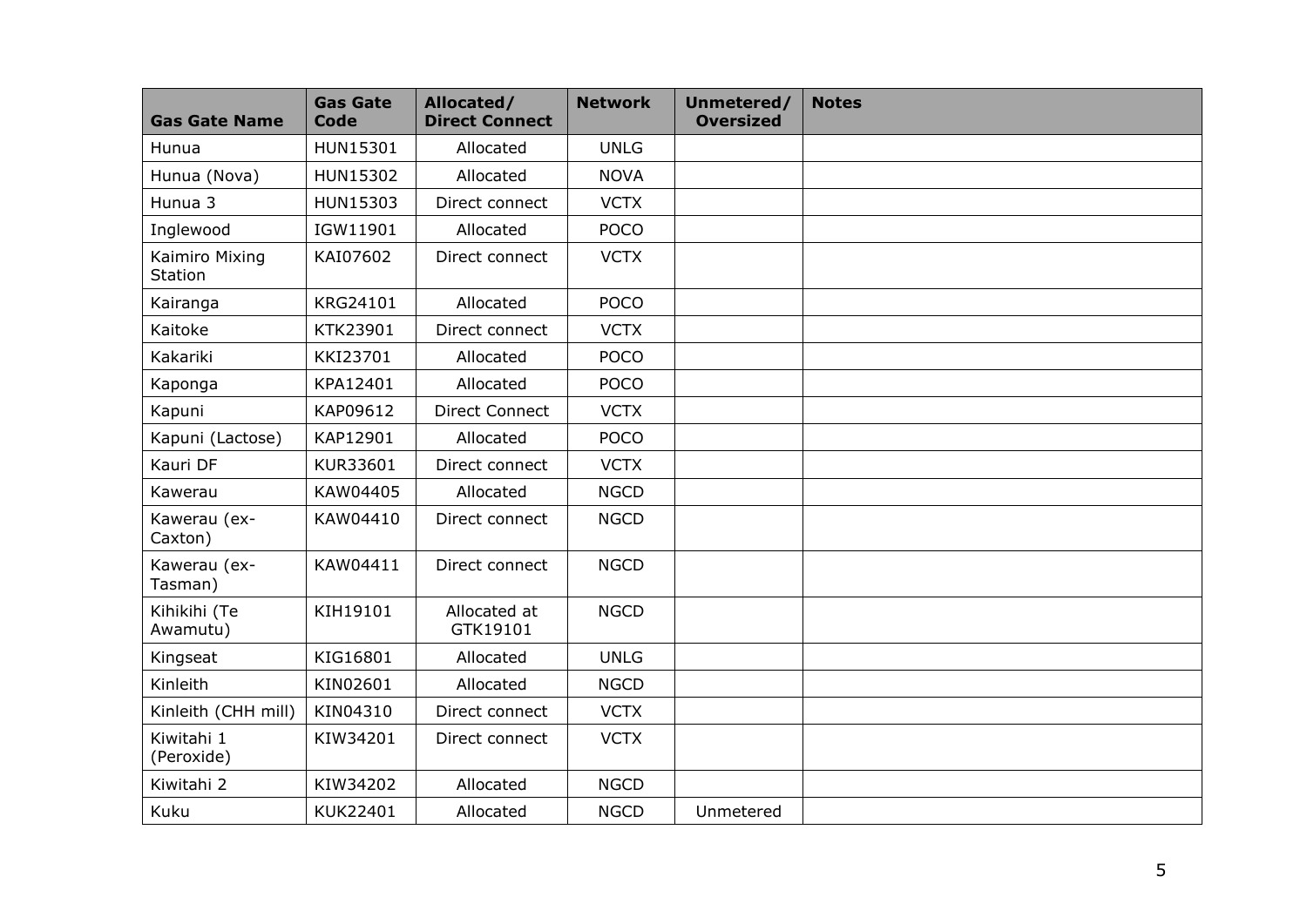| Gas Gate Name | Gas Gate Code | Allocated/ Direct Connect | Network | Unmetered/ Oversized | Notes |
|---|---|---|---|---|---|
| Hunua | HUN15301 | Allocated | UNLG | | |
| Hunua (Nova) | HUN15302 | Allocated | NOVA | | |
| Hunua 3 | HUN15303 | Direct connect | VCTX | | |
| Inglewood | IGW11901 | Allocated | POCO | | |
| Kaimiro Mixing Station | KAI07602 | Direct connect | VCTX | | |
| Kairanga | KRG24101 | Allocated | POCO | | |
| Kaitoke | KTK23901 | Direct connect | VCTX | | |
| Kakariki | KKI23701 | Allocated | POCO | | |
| Kaponga | KPA12401 | Allocated | POCO | | |
| Kapuni | KAP09612 | Direct Connect | VCTX | | |
| Kapuni (Lactose) | KAP12901 | Allocated | POCO | | |
| Kauri DF | KUR33601 | Direct connect | VCTX | | |
| Kawerau | KAW04405 | Allocated | NGCD | | |
| Kawerau (ex-Caxton) | KAW04410 | Direct connect | NGCD | | |
| Kawerau (ex-Tasman) | KAW04411 | Direct connect | NGCD | | |
| Kihikihi (Te Awamutu) | KIH19101 | Allocated at GTK19101 | NGCD | | |
| Kingseat | KIG16801 | Allocated | UNLG | | |
| Kinleith | KIN02601 | Allocated | NGCD | | |
| Kinleith (CHH mill) | KIN04310 | Direct connect | VCTX | | |
| Kiwitahi 1 (Peroxide) | KIW34201 | Direct connect | VCTX | | |
| Kiwitahi 2 | KIW34202 | Allocated | NGCD | | |
| Kuku | KUK22401 | Allocated | NGCD | Unmetered | |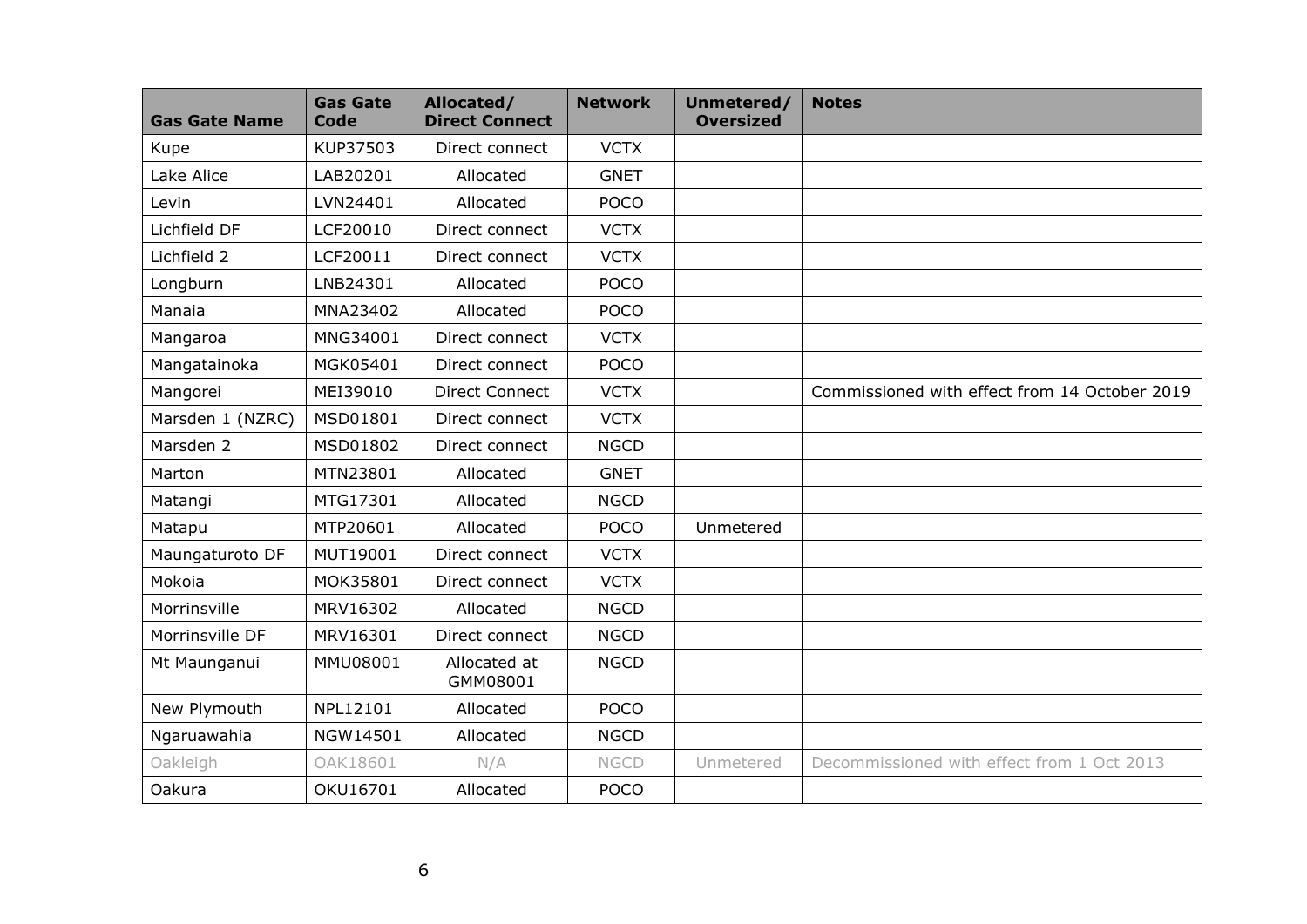| Gas Gate Name | Gas Gate Code | Allocated/ Direct Connect | Network | Unmetered/ Oversized | Notes |
|---|---|---|---|---|---|
| Kupe | KUP37503 | Direct connect | VCTX | | |
| Lake Alice | LAB20201 | Allocated | GNET | | |
| Levin | LVN24401 | Allocated | POCO | | |
| Lichfield DF | LCF20010 | Direct connect | VCTX | | |
| Lichfield 2 | LCF20011 | Direct connect | VCTX | | |
| Longburn | LNB24301 | Allocated | POCO | | |
| Manaia | MNA23402 | Allocated | POCO | | |
| Mangaroa | MNG34001 | Direct connect | VCTX | | |
| Mangatainoka | MGK05401 | Direct connect | POCO | | |
| Mangorei | MEI39010 | Direct Connect | VCTX | | Commissioned with effect from 14 October 2019 |
| Marsden 1 (NZRC) | MSD01801 | Direct connect | VCTX | | |
| Marsden 2 | MSD01802 | Direct connect | NGCD | | |
| Marton | MTN23801 | Allocated | GNET | | |
| Matangi | MTG17301 | Allocated | NGCD | | |
| Matapu | MTP20601 | Allocated | POCO | Unmetered | |
| Maungaturoto DF | MUT19001 | Direct connect | VCTX | | |
| Mokoia | MOK35801 | Direct connect | VCTX | | |
| Morrinsville | MRV16302 | Allocated | NGCD | | |
| Morrinsville DF | MRV16301 | Direct connect | NGCD | | |
| Mt Maunganui | MMU08001 | Allocated at GMM08001 | NGCD | | |
| New Plymouth | NPL12101 | Allocated | POCO | | |
| Ngaruawahia | NGW14501 | Allocated | NGCD | | |
| Oakleigh | OAK18601 | N/A | NGCD | Unmetered | Decommissioned with effect from 1 Oct 2013 |
| Oakura | OKU16701 | Allocated | POCO | | |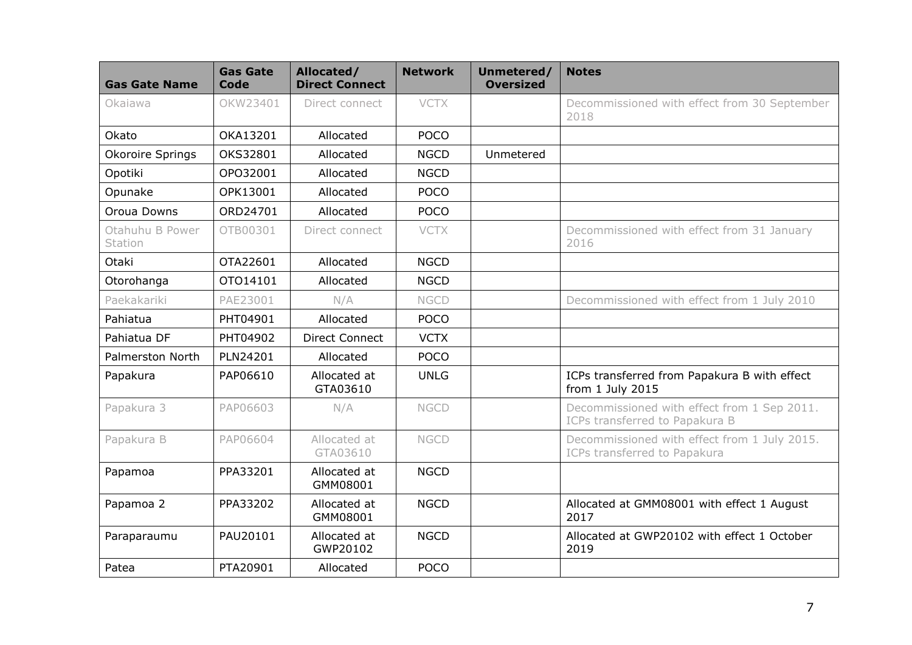| Gas Gate Name | Gas Gate Code | Allocated/ Direct Connect | Network | Unmetered/ Oversized | Notes |
|---|---|---|---|---|---|
| Okaiawa | OKW23401 | Direct connect | VCTX | | Decommissioned with effect from 30 September 2018 |
| Okato | OKA13201 | Allocated | POCO | | |
| Okoroire Springs | OKS32801 | Allocated | NGCD | Unmetered | |
| Opotiki | OPO32001 | Allocated | NGCD | | |
| Opunake | OPK13001 | Allocated | POCO | | |
| Oroua Downs | ORD24701 | Allocated | POCO | | |
| Otahuhu B Power Station | OTB00301 | Direct connect | VCTX | | Decommissioned with effect from 31 January 2016 |
| Otaki | OTA22601 | Allocated | NGCD | | |
| Otorohanga | OTO14101 | Allocated | NGCD | | |
| Paekakariki | PAE23001 | N/A | NGCD | | Decommissioned with effect from 1 July 2010 |
| Pahiatua | PHT04901 | Allocated | POCO | | |
| Pahiatua DF | PHT04902 | Direct Connect | VCTX | | |
| Palmerston North | PLN24201 | Allocated | POCO | | |
| Papakura | PAP06610 | Allocated at GTA03610 | UNLG | | ICPs transferred from Papakura B with effect from 1 July 2015 |
| Papakura 3 | PAP06603 | N/A | NGCD | | Decommissioned with effect from 1 Sep 2011. ICPs transferred to Papakura B |
| Papakura B | PAP06604 | Allocated at GTA03610 | NGCD | | Decommissioned with effect from 1 July 2015. ICPs transferred to Papakura |
| Papamoa | PPA33201 | Allocated at GMM08001 | NGCD | | |
| Papamoa 2 | PPA33202 | Allocated at GMM08001 | NGCD | | Allocated at GMM08001 with effect 1 August 2017 |
| Paraparaumu | PAU20101 | Allocated at GWP20102 | NGCD | | Allocated at GWP20102 with effect 1 October 2019 |
| Patea | PTA20901 | Allocated | POCO | | |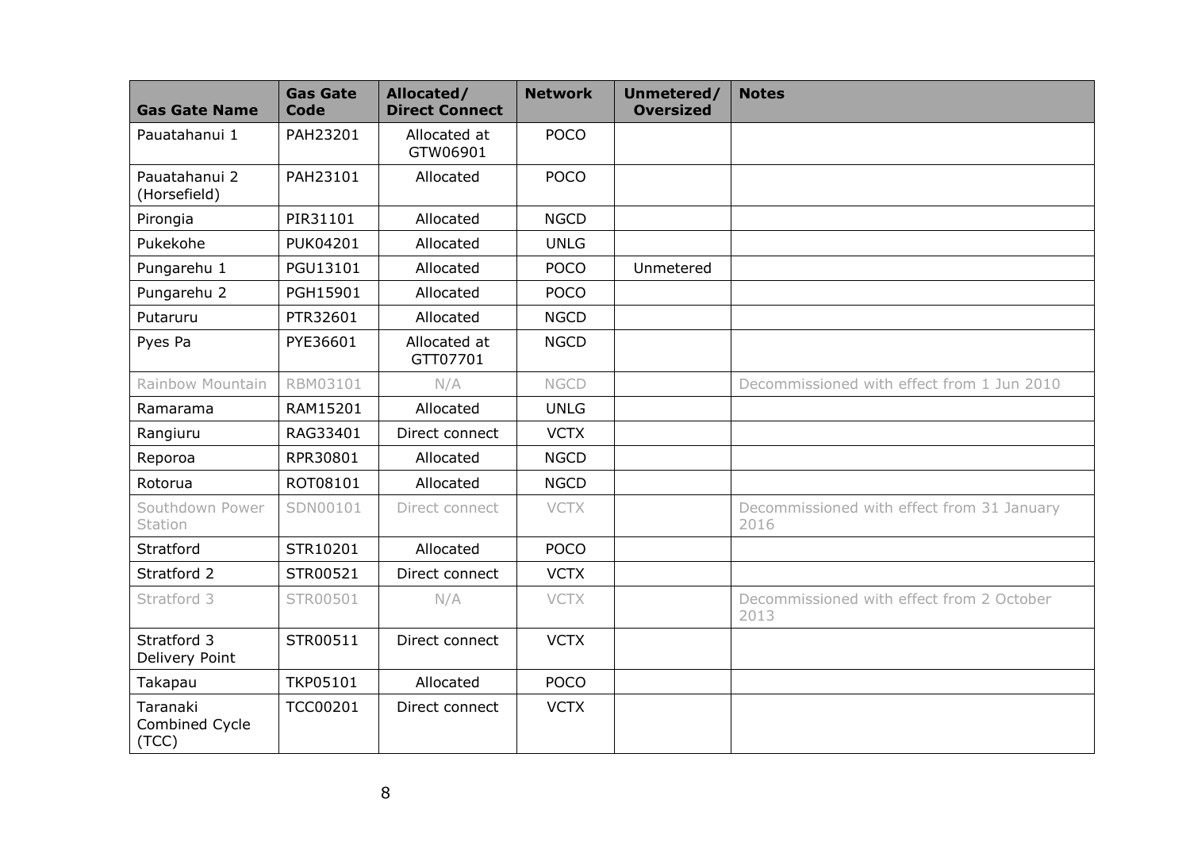| Gas Gate Name | Gas Gate Code | Allocated/ Direct Connect | Network | Unmetered/ Oversized | Notes |
|---|---|---|---|---|---|
| Pauatahanui 1 | PAH23201 | Allocated at GTW06901 | POCO | | |
| Pauatahanui 2 (Horsefield) | PAH23101 | Allocated | POCO | | |
| Pirongia | PIR31101 | Allocated | NGCD | | |
| Pukekohe | PUK04201 | Allocated | UNLG | | |
| Pungarehu 1 | PGU13101 | Allocated | POCO | Unmetered | |
| Pungarehu 2 | PGH15901 | Allocated | POCO | | |
| Putaruru | PTR32601 | Allocated | NGCD | | |
| Pyes Pa | PYE36601 | Allocated at GTT07701 | NGCD | | |
| Rainbow Mountain | RBM03101 | N/A | NGCD | | Decommissioned with effect from 1 Jun 2010 |
| Ramarama | RAM15201 | Allocated | UNLG | | |
| Rangiuru | RAG33401 | Direct connect | VCTX | | |
| Reporoa | RPR30801 | Allocated | NGCD | | |
| Rotorua | ROT08101 | Allocated | NGCD | | |
| Southdown Power Station | SDN00101 | Direct connect | VCTX | | Decommissioned with effect from 31 January 2016 |
| Stratford | STR10201 | Allocated | POCO | | |
| Stratford 2 | STR00521 | Direct connect | VCTX | | |
| Stratford 3 | STR00501 | N/A | VCTX | | Decommissioned with effect from 2 October 2013 |
| Stratford 3 Delivery Point | STR00511 | Direct connect | VCTX | | |
| Takapau | TKP05101 | Allocated | POCO | | |
| Taranaki Combined Cycle (TCC) | TCC00201 | Direct connect | VCTX | | |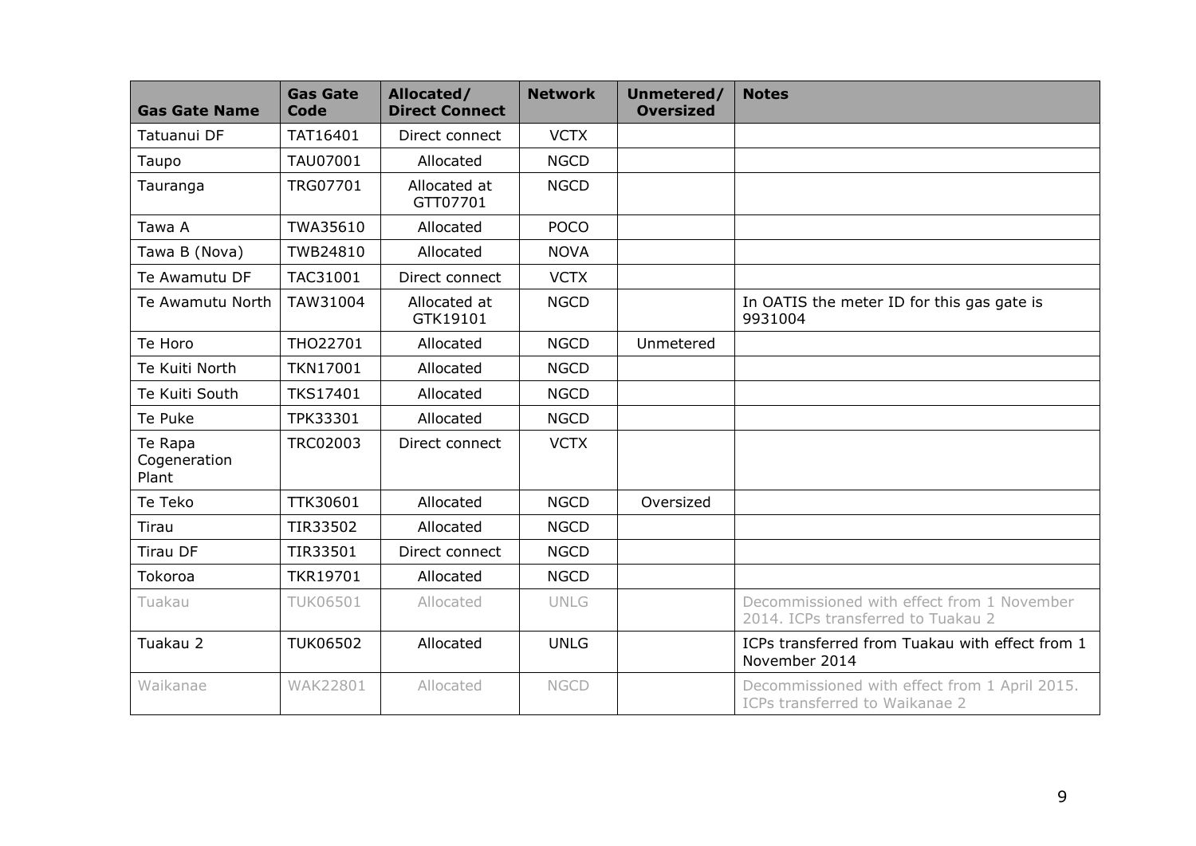| Gas Gate Name | Gas Gate Code | Allocated/ Direct Connect | Network | Unmetered/ Oversized | Notes |
|---|---|---|---|---|---|
| Tatuanui DF | TAT16401 | Direct connect | VCTX | | |
| Taupo | TAU07001 | Allocated | NGCD | | |
| Tauranga | TRG07701 | Allocated at GTT07701 | NGCD | | |
| Tawa A | TWA35610 | Allocated | POCO | | |
| Tawa B (Nova) | TWB24810 | Allocated | NOVA | | |
| Te Awamutu DF | TAC31001 | Direct connect | VCTX | | |
| Te Awamutu North | TAW31004 | Allocated at GTK19101 | NGCD | | In OATIS the meter ID for this gas gate is 9931004 |
| Te Horo | THO22701 | Allocated | NGCD | Unmetered | |
| Te Kuiti North | TKN17001 | Allocated | NGCD | | |
| Te Kuiti South | TKS17401 | Allocated | NGCD | | |
| Te Puke | TPK33301 | Allocated | NGCD | | |
| Te Rapa Cogeneration Plant | TRC02003 | Direct connect | VCTX | | |
| Te Teko | TTK30601 | Allocated | NGCD | Oversized | |
| Tirau | TIR33502 | Allocated | NGCD | | |
| Tirau DF | TIR33501 | Direct connect | NGCD | | |
| Tokoroa | TKR19701 | Allocated | NGCD | | |
| Tuakau | TUK06501 | Allocated | UNLG | | Decommissioned with effect from 1 November 2014. ICPs transferred to Tuakau 2 |
| Tuakau 2 | TUK06502 | Allocated | UNLG | | ICPs transferred from Tuakau with effect from 1 November 2014 |
| Waikanae | WAK22801 | Allocated | NGCD | | Decommissioned with effect from 1 April 2015. ICPs transferred to Waikanae 2 |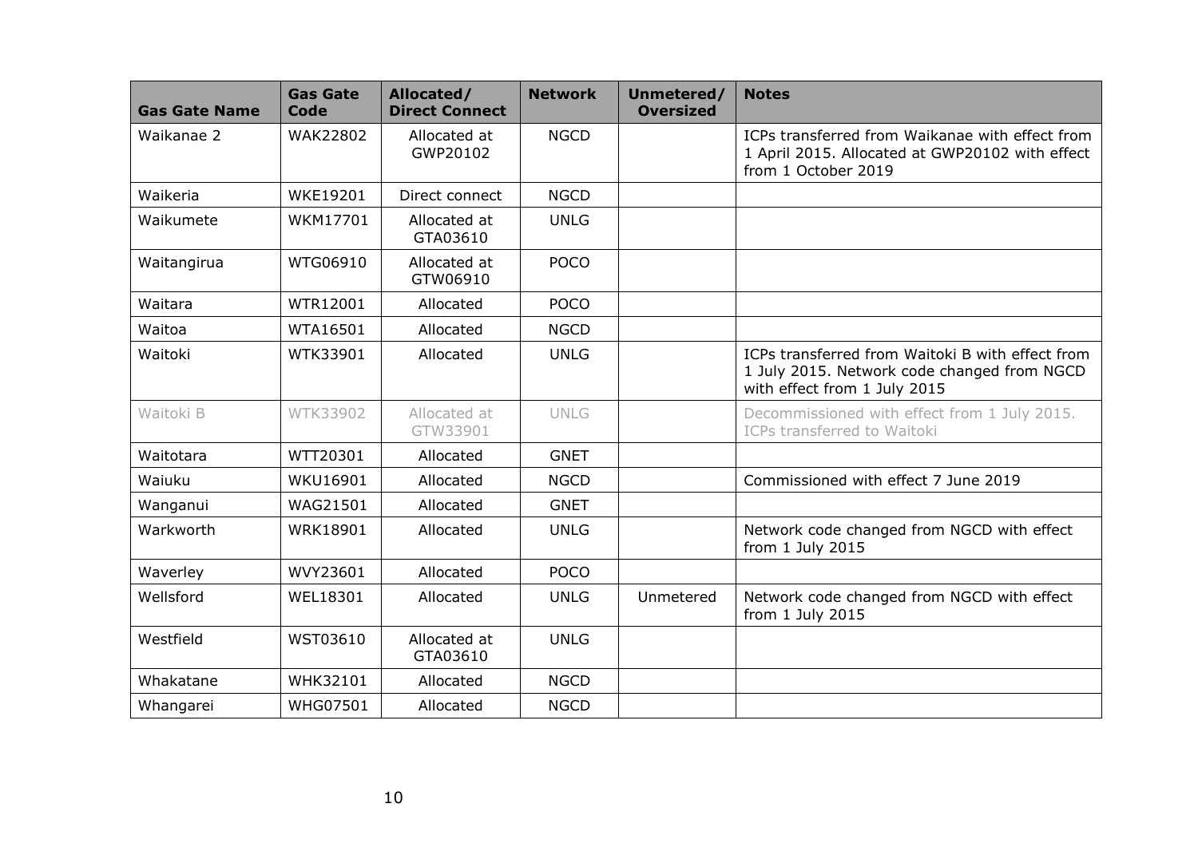| Gas Gate Name | Gas Gate Code | Allocated/ Direct Connect | Network | Unmetered/ Oversized | Notes |
|---|---|---|---|---|---|
| Waikanae 2 | WAK22802 | Allocated at GWP20102 | NGCD | | ICPs transferred from Waikanae with effect from 1 April 2015. Allocated at GWP20102 with effect from 1 October 2019 |
| Waikeria | WKE19201 | Direct connect | NGCD | | |
| Waikumete | WKM17701 | Allocated at GTA03610 | UNLG | | |
| Waitangirua | WTG06910 | Allocated at GTW06910 | POCO | | |
| Waitara | WTR12001 | Allocated | POCO | | |
| Waitoa | WTA16501 | Allocated | NGCD | | |
| Waitoki | WTK33901 | Allocated | UNLG | | ICPs transferred from Waitoki B with effect from 1 July 2015. Network code changed from NGCD with effect from 1 July 2015 |
| Waitoki B | WTK33902 | Allocated at GTW33901 | UNLG | | Decommissioned with effect from 1 July 2015. ICPs transferred to Waitoki |
| Waitotara | WTT20301 | Allocated | GNET | | |
| Waiuku | WKU16901 | Allocated | NGCD | | Commissioned with effect 7 June 2019 |
| Wanganui | WAG21501 | Allocated | GNET | | |
| Warkworth | WRK18901 | Allocated | UNLG | | Network code changed from NGCD with effect from 1 July 2015 |
| Waverley | WVY23601 | Allocated | POCO | | |
| Wellsford | WEL18301 | Allocated | UNLG | Unmetered | Network code changed from NGCD with effect from 1 July 2015 |
| Westfield | WST03610 | Allocated at GTA03610 | UNLG | | |
| Whakatane | WHK32101 | Allocated | NGCD | | |
| Whangarei | WHG07501 | Allocated | NGCD | | |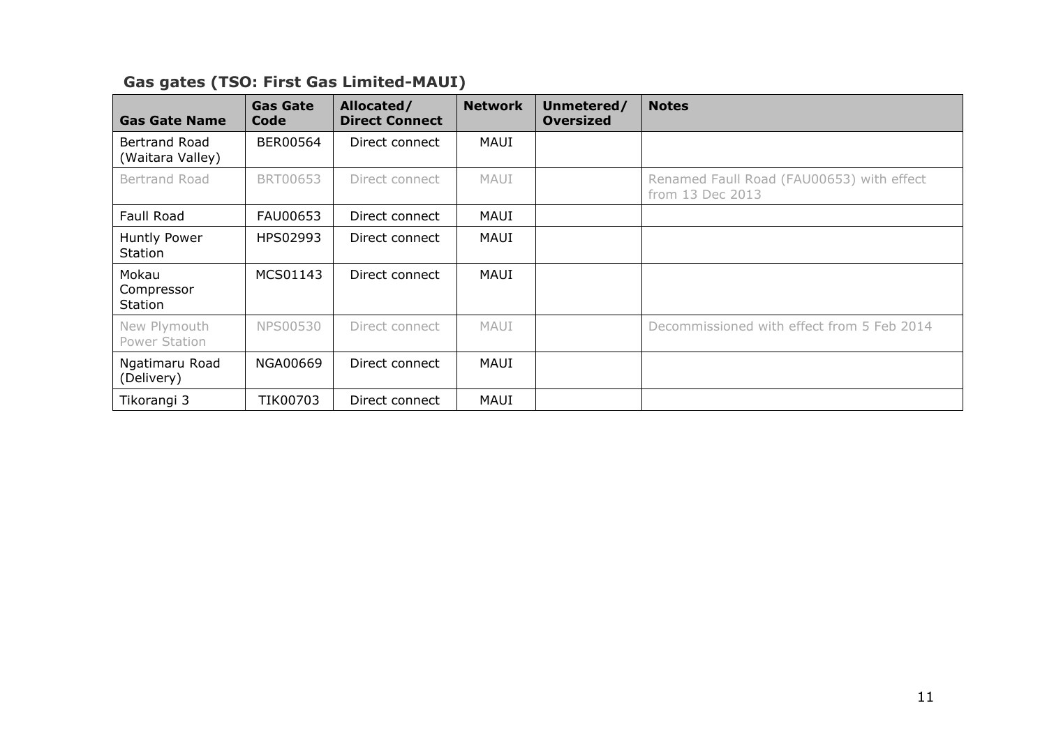## Gas gates (TSO: First Gas Limited-MAUI)

| Gas Gate Name | Gas Gate Code | Allocated/ Direct Connect | Network | Unmetered/ Oversized | Notes |
|---|---|---|---|---|---|
| Bertrand Road (Waitara Valley) | BER00564 | Direct connect | MAUI | | |
| Bertrand Road | BRT00653 | Direct connect | MAUI | | Renamed Faull Road (FAU00653) with effect from 13 Dec 2013 |
| Faull Road | FAU00653 | Direct connect | MAUI | | |
| Huntly Power Station | HPS02993 | Direct connect | MAUI | | |
| Mokau Compressor Station | MCS01143 | Direct connect | MAUI | | |
| New Plymouth Power Station | NPS00530 | Direct connect | MAUI | | Decommissioned with effect from 5 Feb 2014 |
| Ngatimaru Road (Delivery) | NGA00669 | Direct connect | MAUI | | |
| Tikorangi 3 | TIK00703 | Direct connect | MAUI | | |